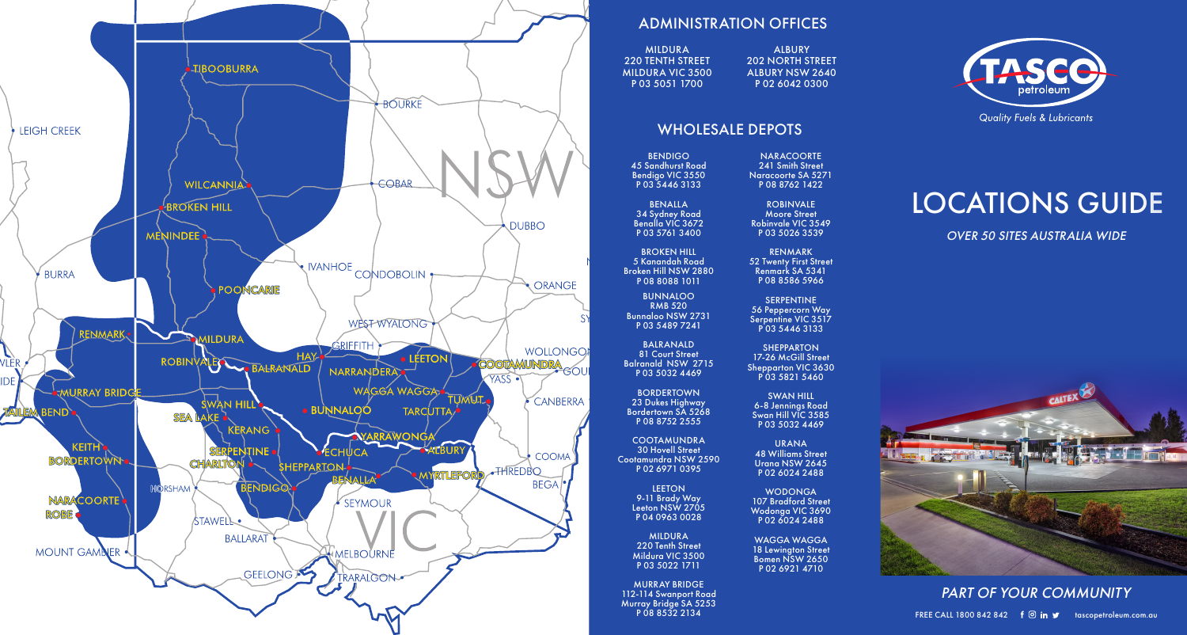## ADMINISTRATION OFFICES

MILDURA
220 TENTH STREET
MILDURA VIC 3500
P 03 5051 1700

ALBURY
202 NORTH STREET
ALBURY NSW 2640
P 02 6042 0300

## WHOLESALE DEPOTS

BENDIGO
45 Sandhurst Road
Bendigo VIC 3550
P 03 5446 3133

BENALLA
34 Sydney Road
Benalla VIC 3672
P 03 5761 3400

BROKEN HILL
5 Kanandah Road
Broken Hill NSW 2880
P 08 8088 1011

BUNNALOO
RMB 520
Bunnaloo NSW 2731
P 03 5489 7241

BALRANALD
81 Court Street
Balranald NSW 2715
P 03 5032 4469

BORDERTOWN
23 Dukes Highway
Bordertown SA 5268
P 08 8752 2555

COOTAMUNDRA
30 Hovell Street
Cootamundra NSW 2590
P 02 6971 0395

LEETON
9-11 Brady Way
Leeton NSW 2705
P 04 0963 0028

MILDURA
220 Tenth Street
Mildura VIC 3500
P 03 5022 1711

MURRAY BRIDGE
112-114 Swanport Road
Murray Bridge SA 5253
P 08 8532 2134

NARACOORTE
241 Smith Street
Naracoorte SA 5271
P 08 8762 1422

ROBINVALE
Moore Street
Robinvale VIC 3549
P 03 5026 3539

RENMARK
52 Twenty First Street
Renmark SA 5341
P 08 8586 5966

SERPENTINE
56 Peppercorn Way
Serpentine VIC 3517
P 03 5446 3133

SHEPPARTON
17-26 McGill Street
Shepparton VIC 3630
P 03 5821 5460

SWAN HILL
6-8 Jennings Road
Swan Hill VIC 3585
P 03 5032 4469

URANA
48 Williams Street
Urana NSW 2645
P 02 6024 2488

WODONGA
107 Bradford Street
Wodonga VIC 3690
P 02 6024 2488

WAGGA WAGGA
18 Lewington Street
Bomen NSW 2650
P 02 6921 4710

TASCO petroleum
*Quality Fuels & Lubricants*

# LOCATIONS GUIDE

*OVER 50 SITES AUSTRALIA WIDE*

*PART OF YOUR COMMUNITY*

FREE CALL 1800 842 842 tascopetroleum.com.au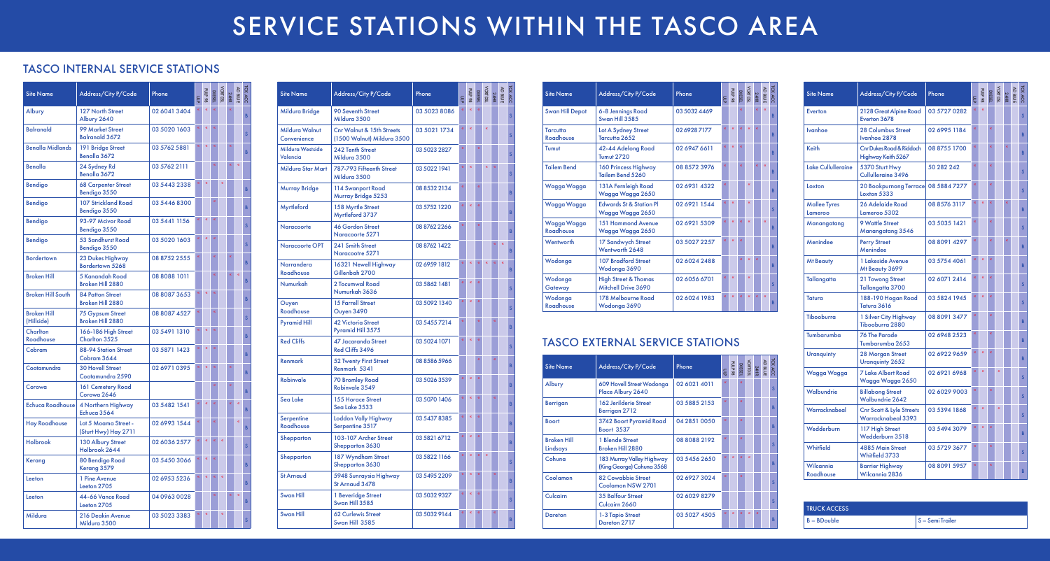# SERVICE STATIONS WITHIN THE TASCO AREA

## TASCO INTERNAL SERVICE STATIONS

| Site Name | Address/City P/Code | Phone | ULP | PULP 98 | DIESEL | VORTEX DSL | 24HR | AD BLUE | TRK ACC |
|---|---|---|---|---|---|---|---|---|---|
| Albury | 127 North Street Albury 2640 | 02 6041 3404 | • | • | | | • | | B |
| Balranald | 99 Market Street Balranald 3672 | 03 5020 1603 | • | • | • | | | | S |
| Benalla Midlands | 191 Bridge Street Benalla 3672 | 03 5762 5881 | • | • | • | | • | | B |
| Benalla | 24 Sydney Rd Benalla 3672 | 03 5762 2111 | | | • | | • | • | |
| Bendigo | 68 Carpenter Street Bendigo 3550 | 03 5443 2338 | • | • | | • | | | B |
| Bendigo | 107 Strickland Road Bendigo 3550 | 03 5446 8300 | | | • | | | | B |
| Bendigo | 93-97 Mcivor Road Bendigo 3550 | 03 5441 1156 | • | • | • | | | | S |
| Bendigo | 53 Sandhurst Road Bendigo 3550 | 03 5020 1603 | • | • | • | | | | S |
| Bordertown | 23 Dukes Highway Bordertown 5268 | 08 8752 2555 | • | | • | | • | | B |
| Broken Hill | 5 Kanandah Road Broken Hill 2880 | 08 8088 1011 | | | • | | • | • | B |
| Broken Hill South | 84 Patton Street Broken Hill 2880 | 08 8087 3653 | • | | • | | | | B |
| Broken Hill (Hillside) | 75 Gypsum Street Broken Hill 2880 | 08 8087 4527 | • | | • | | | | S |
| Charlton Roadhouse | 166-186 High Street Charlton 3525 | 03 5491 1310 | • | • | • | | | | B |
| Cobram | 88-94 Station Street Cobram 3644 | 03 5871 1423 | • | • | • | | | | B |
| Cootamundra | 30 Hovell Street Cootamundra 2590 | 02 6971 0395 | • | • | • | | • | | B |
| Corowa | 161 Cemetery Road Corowa 2646 | | | | • | | • | | B |
| Echuca Roadhouse | 4 Northern Highway Echuca 3564 | 03 5482 1541 | • | • | • | | • | • | B |
| Hay Roadhouse | Lot 5 Moama Street - (Sturt Hwy) Hay 2711 | 02 6993 1544 | • | | • | | | • | B |
| Holbrook | 130 Albury Street Holbrook 2644 | 02 6036 2577 | • | • | • | • | | | S |
| Kerang | 80 Bendigo Road Kerang 3579 | 03 5450 3066 | • | • | • | | | | B |
| Leeton | 1 Pine Avenue Leeton 2705 | 02 6953 5236 | • | • | • | • | | | B |
| Leeton | 44-66 Vance Road Leeton 2705 | 04 0963 0028 | | | • | | • | • | B |
| Mildura | 216 Deakin Avenue Mildura 3500 | 03 5023 3383 | • | • | | • | | | S |
| Mildura Bridge | 90 Seventh Street Mildura 3500 | 03 5023 8086 | • | • | • | | | | S |
| Mildura Walnut Convenience | Cnr Walnut & 15th Streets (1500 Walnut) Mildura 3500 | 03 5021 1734 | • | • | | • | | | S |
| Mildura Westside Valencia | 242 Tenth Street Mildura 3500 | 03 5023 2827 | • | | • | | | | S |
| Mildura Star Mart | 787-793 Fifteenth Street Mildura 3500 | 03 5022 1941 | • | • | | • | • | | S |
| Murray Bridge | 114 Swanport Road Murray Bridge 5253 | 08 8532 2134 | • | | • | | | | B |
| Myrtleford | 158 Myrtle Street Myrtleford 3737 | 03 5752 1220 | • | • | • | | | | B |
| Naracoorte | 46 Gordon Street Naracoorte 5271 | 08 8762 2266 | • | | • | | | | B |
| Naracoorte OPT | 241 Smith Street Naracootre 5271 | 08 8762 1422 | | | | | • | • | B |
| Narrandera Roadhouse | 16321 Newell Highway Gillenbah 2700 | 02 6959 1812 | • | • | • | • | • | • | B |
| Numurkah | 2 Tocumwal Road Numurkah 3636 | 03 5862 1481 | • | • | • | | | | S |
| Ouyen Roadhouse | 15 Farrell Street Ouyen 3490 | 03 5092 1340 | • | • | • | | | | S |
| Pyramid Hill | 42 Victoria Street Pyramid Hill 3575 | 03 5455 7214 | • | | • | | • | | B |
| Red Cliffs | 47 Jacaranda Street Red Cliffs 3496 | 03 5024 1071 | • | • | • | | | | S |
| Renmark | 52 Twenty First Street Renmark 5341 | 08 8586 5966 | | | • | | • | | B |
| Robinvale | 70 Bromley Road Robinvale 3549 | 03 5026 3539 | • | • | • | | | | B |
| Sea Lake | 155 Horace Street Sea Lake 3533 | 03 5070 1406 | • | • | • | | • | | B |
| Serpentine Roadhouse | Loddon Vally Highway Serpentine 3517 | 03 5437 8385 | • | • | • | | | | B |
| Shepparton | 103-107 Archer Street Shepparton 3630 | 03 5821 6712 | • | • | • | | | | B |
| Shepparton | 187 Wyndham Street Shepparton 3630 | 03 5822 1166 | • | • | • | • | | | S |
| St Arnaud | 5948 Sunraysia Highway St Arnaud 3478 | 03 5495 2209 | • | • | • | | • | | B |
| Swan Hill | 1 Beveridge Street Swan Hill 3585 | 03 5032 9327 | • | • | • | | | | S |
| Swan Hill | 62 Curlewis Street Swan Hill 3585 | 03 5032 9144 | • | • | • | | • | | B |
| Swan Hill Depot | 6-8 Jennings Road Swan Hill 3585 | 03 5032 4469 | | | • | | • | • | B |
| Tarcutta Roadhouse | Lot A Sydney Street Tarcutta 2652 | 02 6928 7177 | • | • | • | • | • | | B |
| Tumut | 42-44 Adelong Road Tumut 2720 | 02 6947 6611 | • | • | • | | | | B |
| Tailem Bend | 160 Princess Highway Tailem Bend 5260 | 08 8572 3976 | • | | • | | • | • | B |
| Wagga Wagga | 131A Fernleigh Road Wagga Wagga 2650 | 02 6931 4322 | • | | | • | | | B |
| Wagga Wagga | Edwards St & Station Pl Wagga Wagga 2650 | 02 6921 1544 | • | • | | • | | | S |
| Wagga Wagga Roadhouse | 151 Hammond Avenue Wagga Wagga 2650 | 02 6921 5309 | • | • | • | • | | • | B |
| Wentworth | 17 Sandwych Street Wentworth 2648 | 03 5027 2257 | • | • | • | | | | B |
| Wodonga | 107 Bradford Street Wodonga 3690 | 02 6024 2488 | | | • | • | • | | B |
| Wodonga Gateway | High Street & Thomas Mitchell Drive 3690 | 02 6056 6701 | • | • | | • | | | S |
| Wodonga Roadhouse | 178 Melbourne Road Wodonga 3690 | 02 6024 1983 | • | • | • | • | • | • | B |

## TASCO EXTERNAL SERVICE STATIONS

| Site Name | Address/City P/Code | Phone | ULP | PULP 98 | DIESEL | VORTEX DSL | 24HR | AD BLUE | TRK ACC |
|---|---|---|---|---|---|---|---|---|---|
| Albury | 609 Hovell Street Wodonga Place Albury 2640 | 02 6021 4011 | • | | • | | | | S |
| Berrigan | 162 Jerilderie Street Berrigan 2712 | 03 5885 2153 | • | | • | | | | B |
| Boort | 3742 Boort Pyramid Road Boort 3537 | 04 2851 0050 | • | | • | | | | B |
| Broken Hill Lindsays | 1 Blende Street Broken Hill 2880 | 08 8088 2192 | • | | • | | | | S |
| Cohuna | 183 Murray Valley Highway (King George) Cohuna 3568 | 03 5456 2650 | • | • | • | • | | | B |
| Coolamon | 82 Cowabbie Street Coolamon NSW 2701 | 02 6927 3024 | • | | • | | | | S |
| Culcairn | 35 Balfour Street Culcairn 2660 | 02 6029 8279 | | | | | | | S |
| Dareton | 1-3 Tapio Street Dareton 2717 | 03 5027 4505 | • | • | • | • | • | | B |
| Everton | 2128 Great Alpine Road Everton 3678 | 03 5727 0282 | • | • | | | | | S |
| Ivanhoe | 28 Columbus Street Ivanhoe 2878 | 02 6995 1184 | • | | • | | | | B |
| Keith | Cnr Dukes Road & Riddoch Highway Keith 5267 | 08 8755 1700 | • | | • | | • | | B |
| Lake Cullulleraine | 5370 Sturt Hwy Cullulleraine 3496 | 50 282 242 | • | | • | | | | S |
| Loxton | 20 Bookpurnong Terrace Loxton 5333 | 08 5884 7277 | • | | • | | | | S |
| Mallee Tyres Lameroo | 26 Adelaide Road Lameroo 5302 | 08 8576 3117 | • | • | • | | • | | B |
| Manangatang | 9 Wattle Street Manangatang 3546 | 03 5035 1421 | • | | • | | | | S |
| Menindee | Perry Street Menindee | 08 8091 4297 | • | | • | | • | | B |
| Mt Beauty | 1 Lakeside Avenue Mt Beauty 3699 | 03 5754 4061 | • | • | • | | | | B |
| Tallangatta | 21 Towong Street Tallangatta 3700 | 02 6071 2414 | • | • | • | | | | S |
| Tatura | 188-190 Hogan Road Tatura 3616 | 03 5824 1945 | • | • | • | | | | S |
| Tibooburra | 1 Silver City Highway Tibooburra 2880 | 08 8091 3477 | • | | • | | | | B |
| Tumbarumba | 76 The Parade Tumbarumba 2653 | 02 6948 2523 | • | | • | | | | B |
| Uranquinty | 28 Morgan Street Uranquinty 2652 | 02 6922 9659 | • | • | • | | | | B |
| Wagga Wagga | 7 Lake Albert Road Wagga Wagga 2650 | 02 6921 6968 | • | • | | • | | | S |
| Walbundrie | Billabong Street Walbundrie 2642 | 02 6029 9003 | • | | • | | | | S |
| Warracknabeal | Cnr Scott & Lyle Streets Warracknabeal 3393 | 03 5394 1868 | • | • | | • | | | S |
| Wedderburn | 117 High Street Wedderburn 3518 | 03 5494 3079 | • | • | • | | | | B |
| Whitfield | 4885 Main Street Whitfield 3733 | 03 5729 3677 | • | | • | | | | S |
| Wilcannia Roadhouse | Barrier Highway Wilcannia 2836 | 08 8091 5957 | • | | • | | | | B |

| TRUCK ACCESS | |
|---|---|
| B – BDouble | S – Semi Trailer |